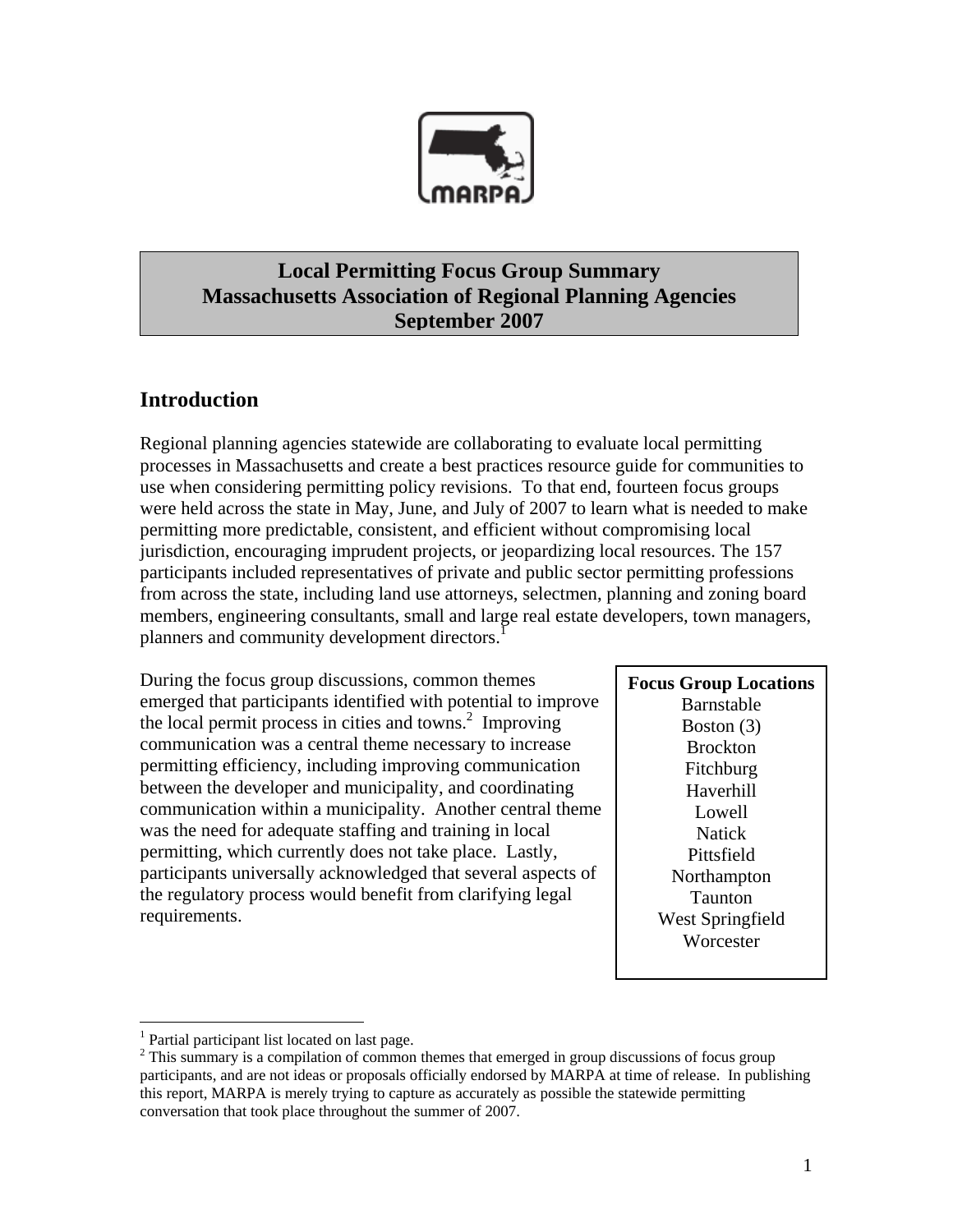# Local Permitting Focus Group Summary
# Massachusetts Association of Regional Planning Agencies
# September 2007

## Introduction

Regional planning agencies statewide are collaborating to evaluate local permitting processes in Massachusetts and create a best practices resource guide for communities to use when considering permitting policy revisions. To that end, fourteen focus groups were held across the state in May, June, and July of 2007 to learn what is needed to make permitting more predictable, consistent, and efficient without compromising local jurisdiction, encouraging imprudent projects, or jeopardizing local resources. The 157 participants included representatives of private and public sector permitting professions from across the state, including land use attorneys, selectmen, planning and zoning board members, engineering consultants, small and large real estate developers, town managers, planners and community development directors.[1]

During the focus group discussions, common themes emerged that participants identified with potential to improve the local permit process in cities and towns.[2] Improving communication was a central theme necessary to increase permitting efficiency, including improving communication between the developer and municipality, and coordinating communication within a municipality. Another central theme was the need for adequate staffing and training in local permitting, which currently does not take place. Lastly, participants universally acknowledged that several aspects of the regulatory process would benefit from clarifying legal requirements.

**Focus Group Locations**
- Barnstable
- Boston (3)
- Brockton
- Fitchburg
- Haverhill
- Lowell
- Natick
- Pittsfield
- Northampton
- Taunton
- West Springfield
- Worcester

---

[1] Partial participant list located on last page.

[2] This summary is a compilation of common themes that emerged in group discussions of focus group participants, and are not ideas or proposals officially endorsed by MARPA at time of release. In publishing this report, MARPA is merely trying to capture as accurately as possible the statewide permitting conversation that took place throughout the summer of 2007.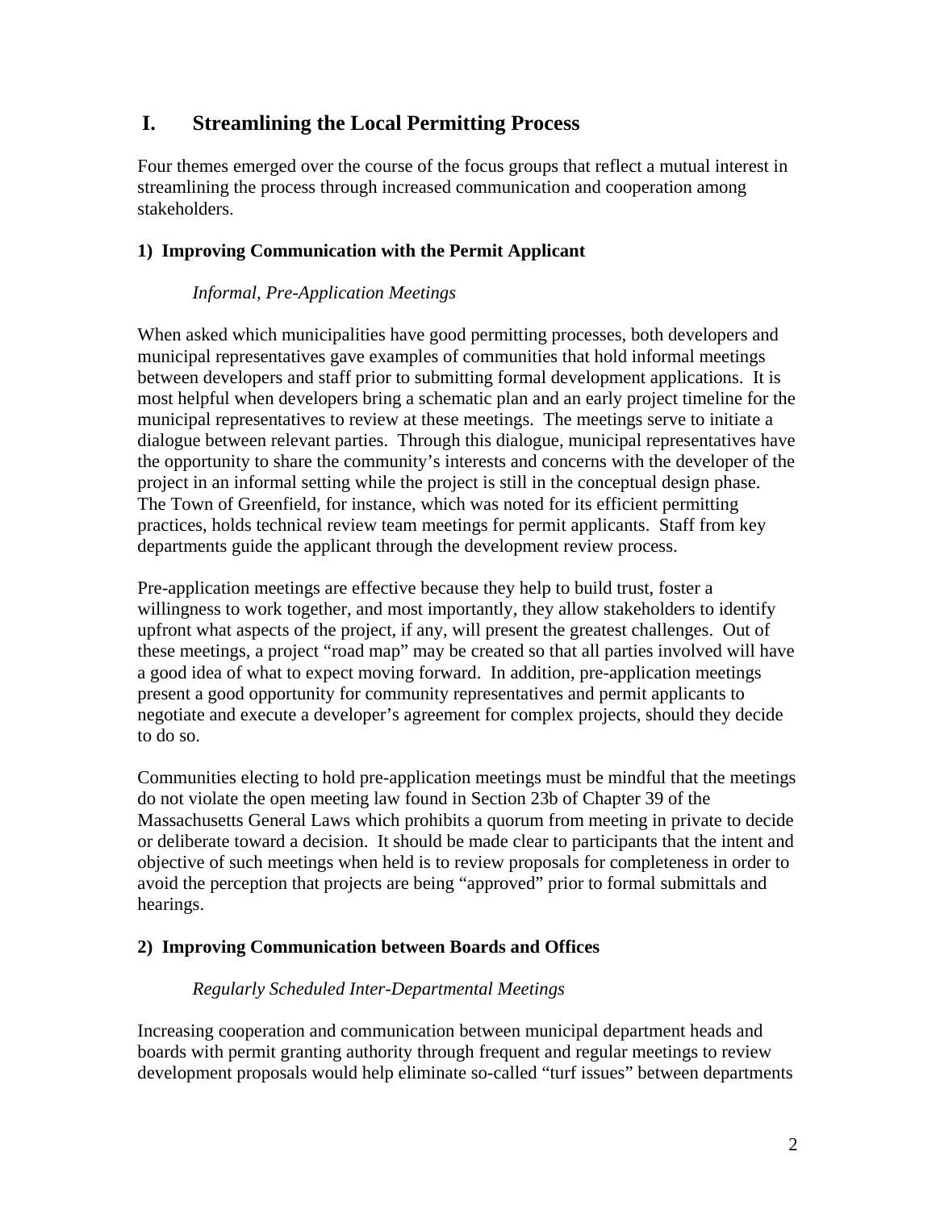# I. Streamlining the Local Permitting Process

Four themes emerged over the course of the focus groups that reflect a mutual interest in streamlining the process through increased communication and cooperation among stakeholders.

## 1) Improving Communication with the Permit Applicant

*Informal, Pre-Application Meetings*

When asked which municipalities have good permitting processes, both developers and municipal representatives gave examples of communities that hold informal meetings between developers and staff prior to submitting formal development applications. It is most helpful when developers bring a schematic plan and an early project timeline for the municipal representatives to review at these meetings. The meetings serve to initiate a dialogue between relevant parties. Through this dialogue, municipal representatives have the opportunity to share the community's interests and concerns with the developer of the project in an informal setting while the project is still in the conceptual design phase. The Town of Greenfield, for instance, which was noted for its efficient permitting practices, holds technical review team meetings for permit applicants. Staff from key departments guide the applicant through the development review process.

Pre-application meetings are effective because they help to build trust, foster a willingness to work together, and most importantly, they allow stakeholders to identify upfront what aspects of the project, if any, will present the greatest challenges. Out of these meetings, a project "road map" may be created so that all parties involved will have a good idea of what to expect moving forward. In addition, pre-application meetings present a good opportunity for community representatives and permit applicants to negotiate and execute a developer's agreement for complex projects, should they decide to do so.

Communities electing to hold pre-application meetings must be mindful that the meetings do not violate the open meeting law found in Section 23b of Chapter 39 of the Massachusetts General Laws which prohibits a quorum from meeting in private to decide or deliberate toward a decision. It should be made clear to participants that the intent and objective of such meetings when held is to review proposals for completeness in order to avoid the perception that projects are being "approved" prior to formal submittals and hearings.

## 2) Improving Communication between Boards and Offices

*Regularly Scheduled Inter-Departmental Meetings*

Increasing cooperation and communication between municipal department heads and boards with permit granting authority through frequent and regular meetings to review development proposals would help eliminate so-called "turf issues" between departments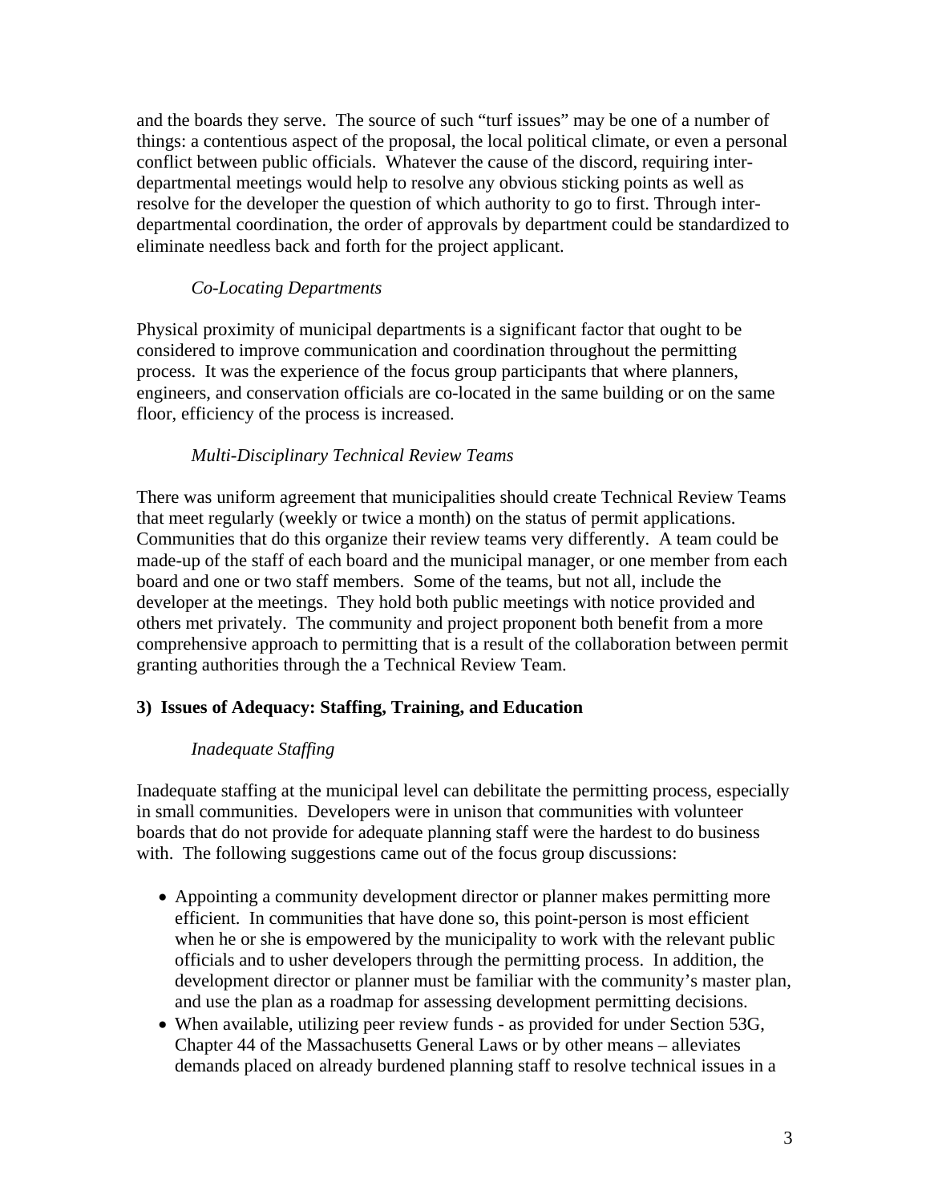and the boards they serve. The source of such "turf issues" may be one of a number of things: a contentious aspect of the proposal, the local political climate, or even a personal conflict between public officials. Whatever the cause of the discord, requiring inter-departmental meetings would help to resolve any obvious sticking points as well as resolve for the developer the question of which authority to go to first. Through inter-departmental coordination, the order of approvals by department could be standardized to eliminate needless back and forth for the project applicant.

*Co-Locating Departments*

Physical proximity of municipal departments is a significant factor that ought to be considered to improve communication and coordination throughout the permitting process. It was the experience of the focus group participants that where planners, engineers, and conservation officials are co-located in the same building or on the same floor, efficiency of the process is increased.

*Multi-Disciplinary Technical Review Teams*

There was uniform agreement that municipalities should create Technical Review Teams that meet regularly (weekly or twice a month) on the status of permit applications. Communities that do this organize their review teams very differently. A team could be made-up of the staff of each board and the municipal manager, or one member from each board and one or two staff members. Some of the teams, but not all, include the developer at the meetings. They hold both public meetings with notice provided and others met privately. The community and project proponent both benefit from a more comprehensive approach to permitting that is a result of the collaboration between permit granting authorities through the a Technical Review Team.

**3) Issues of Adequacy: Staffing, Training, and Education**

*Inadequate Staffing*

Inadequate staffing at the municipal level can debilitate the permitting process, especially in small communities. Developers were in unison that communities with volunteer boards that do not provide for adequate planning staff were the hardest to do business with. The following suggestions came out of the focus group discussions:

- Appointing a community development director or planner makes permitting more efficient. In communities that have done so, this point-person is most efficient when he or she is empowered by the municipality to work with the relevant public officials and to usher developers through the permitting process. In addition, the development director or planner must be familiar with the community's master plan, and use the plan as a roadmap for assessing development permitting decisions.
- When available, utilizing peer review funds - as provided for under Section 53G, Chapter 44 of the Massachusetts General Laws or by other means – alleviates demands placed on already burdened planning staff to resolve technical issues in a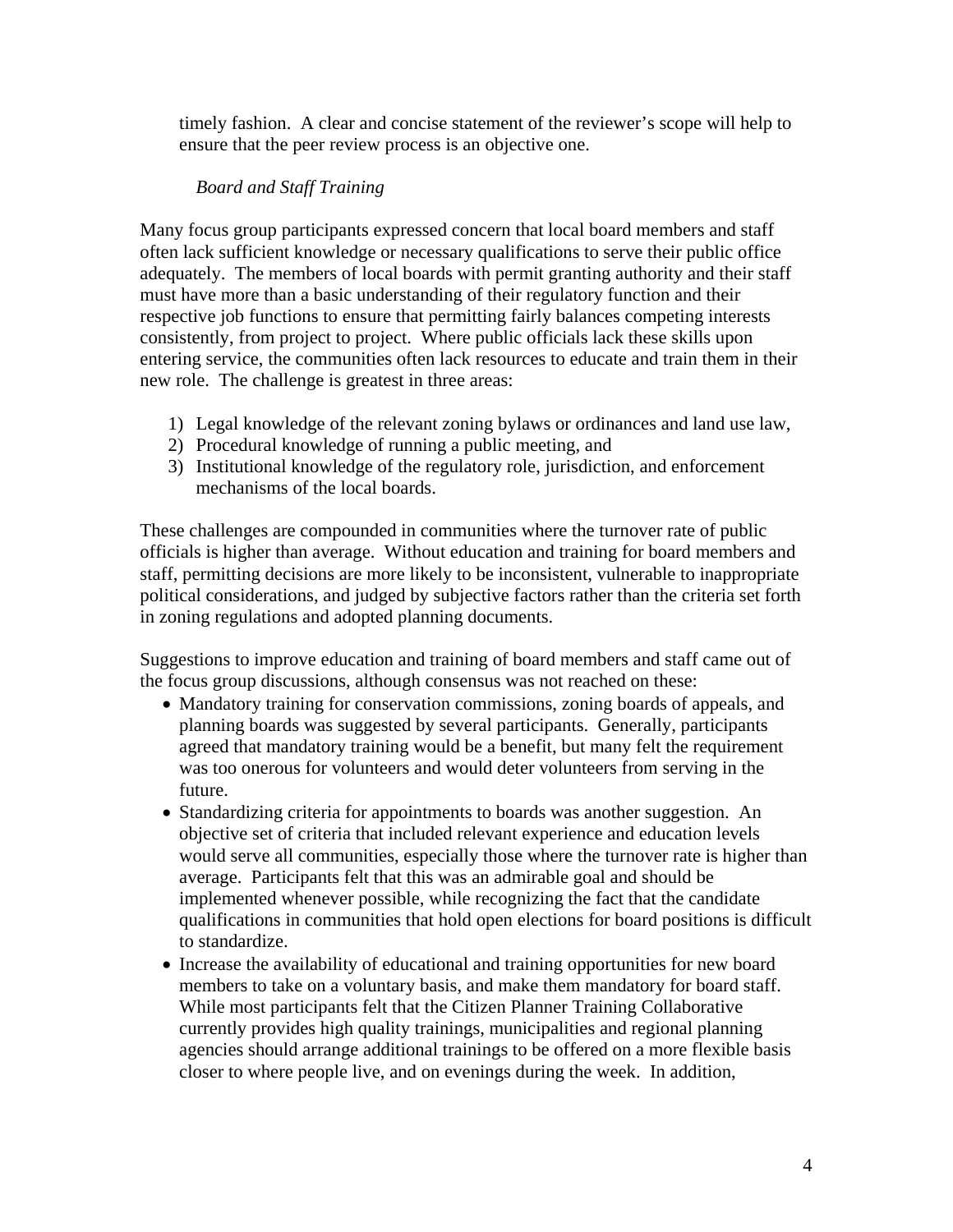timely fashion. A clear and concise statement of the reviewer's scope will help to ensure that the peer review process is an objective one.

*Board and Staff Training*

Many focus group participants expressed concern that local board members and staff often lack sufficient knowledge or necessary qualifications to serve their public office adequately. The members of local boards with permit granting authority and their staff must have more than a basic understanding of their regulatory function and their respective job functions to ensure that permitting fairly balances competing interests consistently, from project to project. Where public officials lack these skills upon entering service, the communities often lack resources to educate and train them in their new role. The challenge is greatest in three areas:

1) Legal knowledge of the relevant zoning bylaws or ordinances and land use law,
2) Procedural knowledge of running a public meeting, and
3) Institutional knowledge of the regulatory role, jurisdiction, and enforcement mechanisms of the local boards.

These challenges are compounded in communities where the turnover rate of public officials is higher than average. Without education and training for board members and staff, permitting decisions are more likely to be inconsistent, vulnerable to inappropriate political considerations, and judged by subjective factors rather than the criteria set forth in zoning regulations and adopted planning documents.

Suggestions to improve education and training of board members and staff came out of the focus group discussions, although consensus was not reached on these:

- Mandatory training for conservation commissions, zoning boards of appeals, and planning boards was suggested by several participants. Generally, participants agreed that mandatory training would be a benefit, but many felt the requirement was too onerous for volunteers and would deter volunteers from serving in the future.
- Standardizing criteria for appointments to boards was another suggestion. An objective set of criteria that included relevant experience and education levels would serve all communities, especially those where the turnover rate is higher than average. Participants felt that this was an admirable goal and should be implemented whenever possible, while recognizing the fact that the candidate qualifications in communities that hold open elections for board positions is difficult to standardize.
- Increase the availability of educational and training opportunities for new board members to take on a voluntary basis, and make them mandatory for board staff. While most participants felt that the Citizen Planner Training Collaborative currently provides high quality trainings, municipalities and regional planning agencies should arrange additional trainings to be offered on a more flexible basis closer to where people live, and on evenings during the week. In addition,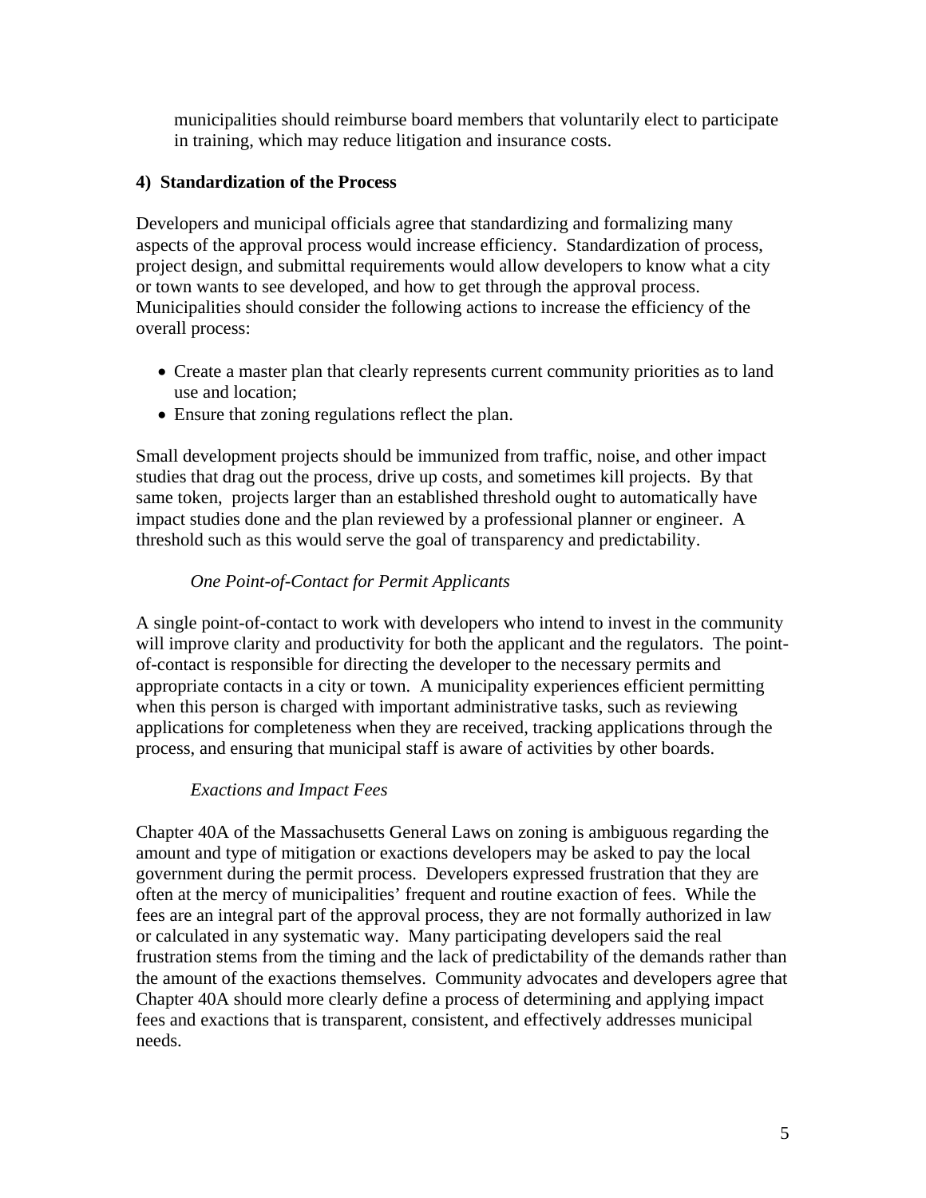municipalities should reimburse board members that voluntarily elect to participate in training, which may reduce litigation and insurance costs.

## 4) Standardization of the Process

Developers and municipal officials agree that standardizing and formalizing many aspects of the approval process would increase efficiency. Standardization of process, project design, and submittal requirements would allow developers to know what a city or town wants to see developed, and how to get through the approval process. Municipalities should consider the following actions to increase the efficiency of the overall process:

- Create a master plan that clearly represents current community priorities as to land use and location;
- Ensure that zoning regulations reflect the plan.

Small development projects should be immunized from traffic, noise, and other impact studies that drag out the process, drive up costs, and sometimes kill projects. By that same token, projects larger than an established threshold ought to automatically have impact studies done and the plan reviewed by a professional planner or engineer. A threshold such as this would serve the goal of transparency and predictability.

### *One Point-of-Contact for Permit Applicants*

A single point-of-contact to work with developers who intend to invest in the community will improve clarity and productivity for both the applicant and the regulators. The point-of-contact is responsible for directing the developer to the necessary permits and appropriate contacts in a city or town. A municipality experiences efficient permitting when this person is charged with important administrative tasks, such as reviewing applications for completeness when they are received, tracking applications through the process, and ensuring that municipal staff is aware of activities by other boards.

### *Exactions and Impact Fees*

Chapter 40A of the Massachusetts General Laws on zoning is ambiguous regarding the amount and type of mitigation or exactions developers may be asked to pay the local government during the permit process. Developers expressed frustration that they are often at the mercy of municipalities' frequent and routine exaction of fees. While the fees are an integral part of the approval process, they are not formally authorized in law or calculated in any systematic way. Many participating developers said the real frustration stems from the timing and the lack of predictability of the demands rather than the amount of the exactions themselves. Community advocates and developers agree that Chapter 40A should more clearly define a process of determining and applying impact fees and exactions that is transparent, consistent, and effectively addresses municipal needs.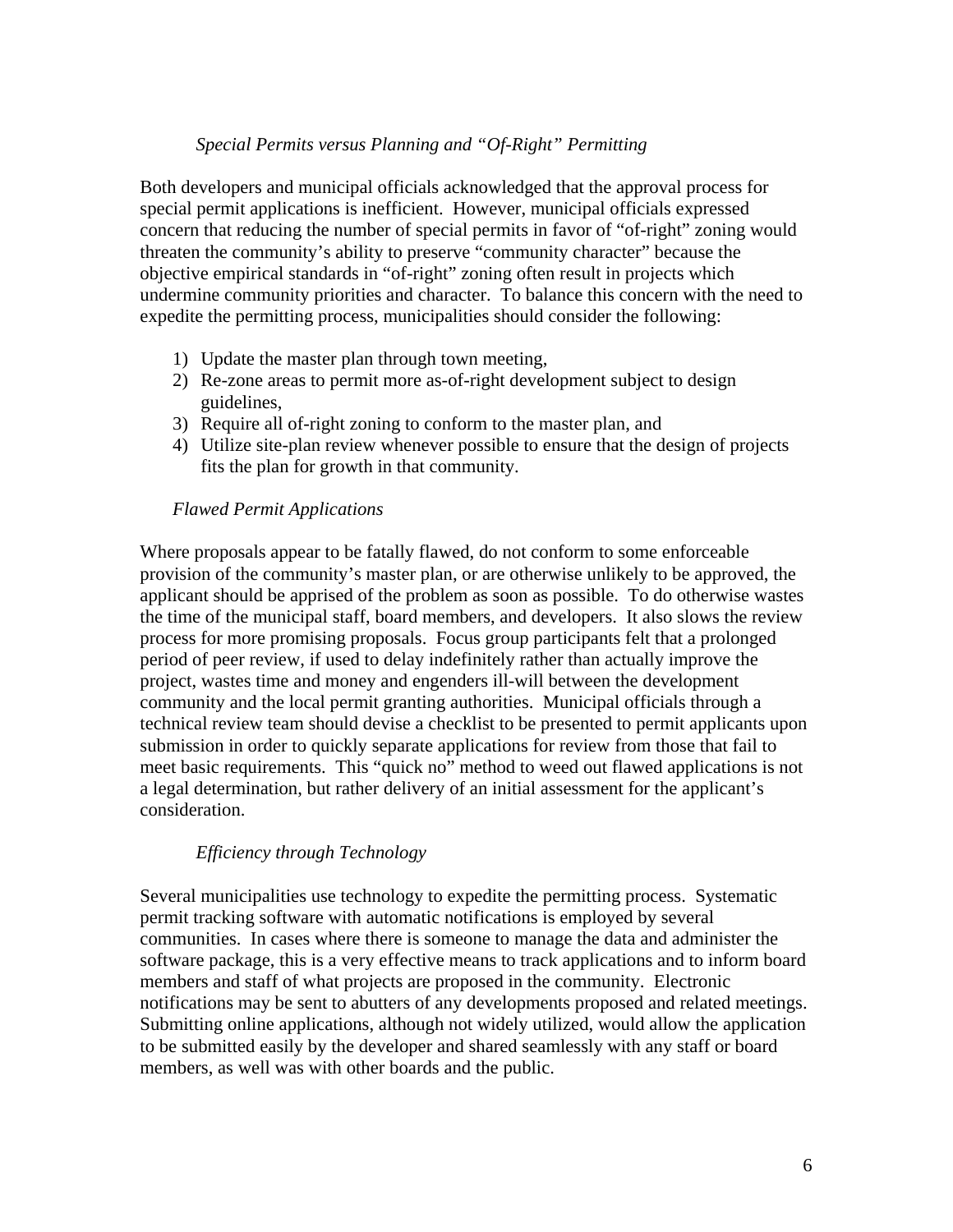### *Special Permits versus Planning and "Of-Right" Permitting*

Both developers and municipal officials acknowledged that the approval process for special permit applications is inefficient. However, municipal officials expressed concern that reducing the number of special permits in favor of "of-right" zoning would threaten the community's ability to preserve "community character" because the objective empirical standards in "of-right" zoning often result in projects which undermine community priorities and character. To balance this concern with the need to expedite the permitting process, municipalities should consider the following:

1) Update the master plan through town meeting,
2) Re-zone areas to permit more as-of-right development subject to design guidelines,
3) Require all of-right zoning to conform to the master plan, and
4) Utilize site-plan review whenever possible to ensure that the design of projects fits the plan for growth in that community.

### *Flawed Permit Applications*

Where proposals appear to be fatally flawed, do not conform to some enforceable provision of the community's master plan, or are otherwise unlikely to be approved, the applicant should be apprised of the problem as soon as possible. To do otherwise wastes the time of the municipal staff, board members, and developers. It also slows the review process for more promising proposals. Focus group participants felt that a prolonged period of peer review, if used to delay indefinitely rather than actually improve the project, wastes time and money and engenders ill-will between the development community and the local permit granting authorities. Municipal officials through a technical review team should devise a checklist to be presented to permit applicants upon submission in order to quickly separate applications for review from those that fail to meet basic requirements. This "quick no" method to weed out flawed applications is not a legal determination, but rather delivery of an initial assessment for the applicant's consideration.

### *Efficiency through Technology*

Several municipalities use technology to expedite the permitting process. Systematic permit tracking software with automatic notifications is employed by several communities. In cases where there is someone to manage the data and administer the software package, this is a very effective means to track applications and to inform board members and staff of what projects are proposed in the community. Electronic notifications may be sent to abutters of any developments proposed and related meetings. Submitting online applications, although not widely utilized, would allow the application to be submitted easily by the developer and shared seamlessly with any staff or board members, as well was with other boards and the public.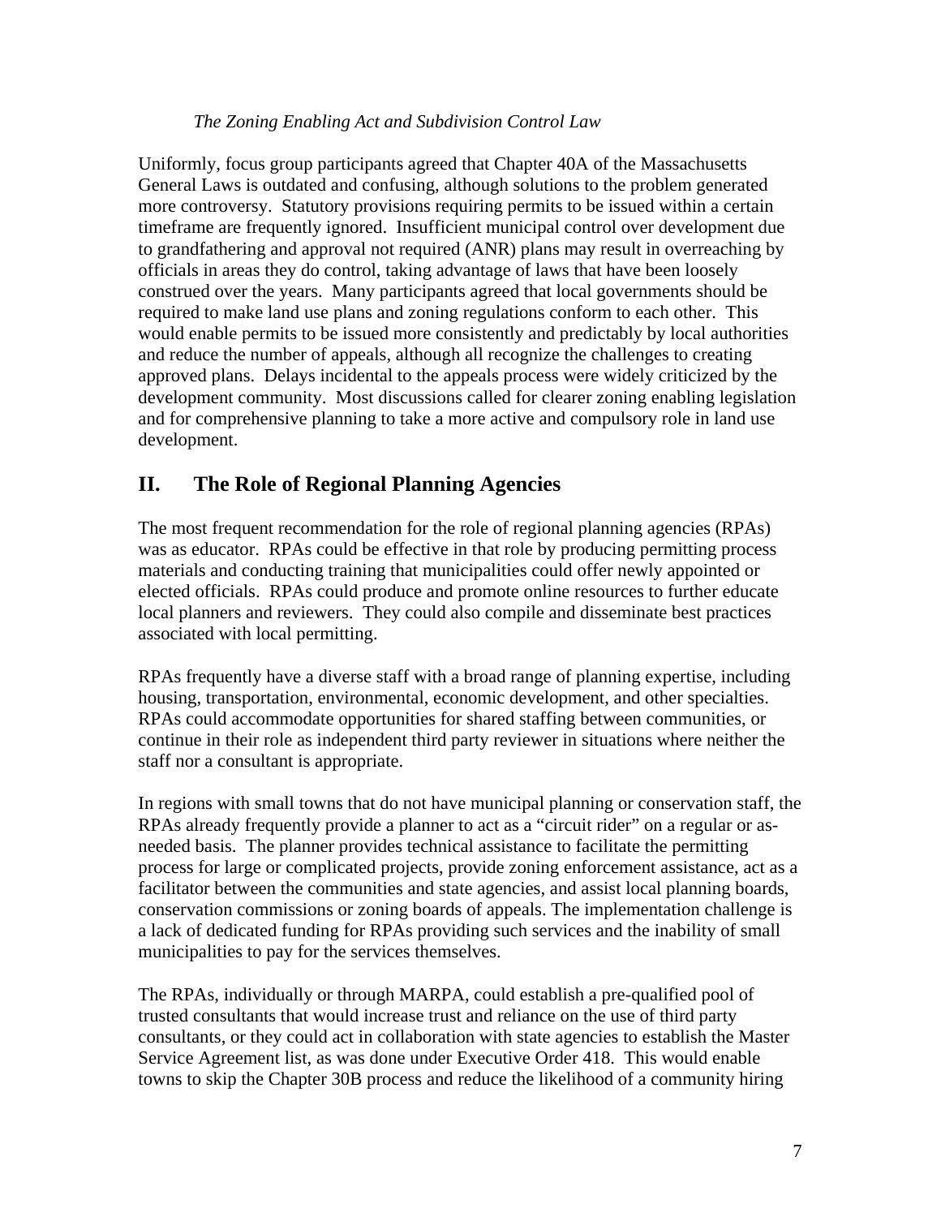*The Zoning Enabling Act and Subdivision Control Law*

Uniformly, focus group participants agreed that Chapter 40A of the Massachusetts General Laws is outdated and confusing, although solutions to the problem generated more controversy. Statutory provisions requiring permits to be issued within a certain timeframe are frequently ignored. Insufficient municipal control over development due to grandfathering and approval not required (ANR) plans may result in overreaching by officials in areas they do control, taking advantage of laws that have been loosely construed over the years. Many participants agreed that local governments should be required to make land use plans and zoning regulations conform to each other. This would enable permits to be issued more consistently and predictably by local authorities and reduce the number of appeals, although all recognize the challenges to creating approved plans. Delays incidental to the appeals process were widely criticized by the development community. Most discussions called for clearer zoning enabling legislation and for comprehensive planning to take a more active and compulsory role in land use development.

## II. The Role of Regional Planning Agencies

The most frequent recommendation for the role of regional planning agencies (RPAs) was as educator. RPAs could be effective in that role by producing permitting process materials and conducting training that municipalities could offer newly appointed or elected officials. RPAs could produce and promote online resources to further educate local planners and reviewers. They could also compile and disseminate best practices associated with local permitting.

RPAs frequently have a diverse staff with a broad range of planning expertise, including housing, transportation, environmental, economic development, and other specialties. RPAs could accommodate opportunities for shared staffing between communities, or continue in their role as independent third party reviewer in situations where neither the staff nor a consultant is appropriate.

In regions with small towns that do not have municipal planning or conservation staff, the RPAs already frequently provide a planner to act as a "circuit rider" on a regular or as-needed basis. The planner provides technical assistance to facilitate the permitting process for large or complicated projects, provide zoning enforcement assistance, act as a facilitator between the communities and state agencies, and assist local planning boards, conservation commissions or zoning boards of appeals. The implementation challenge is a lack of dedicated funding for RPAs providing such services and the inability of small municipalities to pay for the services themselves.

The RPAs, individually or through MARPA, could establish a pre-qualified pool of trusted consultants that would increase trust and reliance on the use of third party consultants, or they could act in collaboration with state agencies to establish the Master Service Agreement list, as was done under Executive Order 418. This would enable towns to skip the Chapter 30B process and reduce the likelihood of a community hiring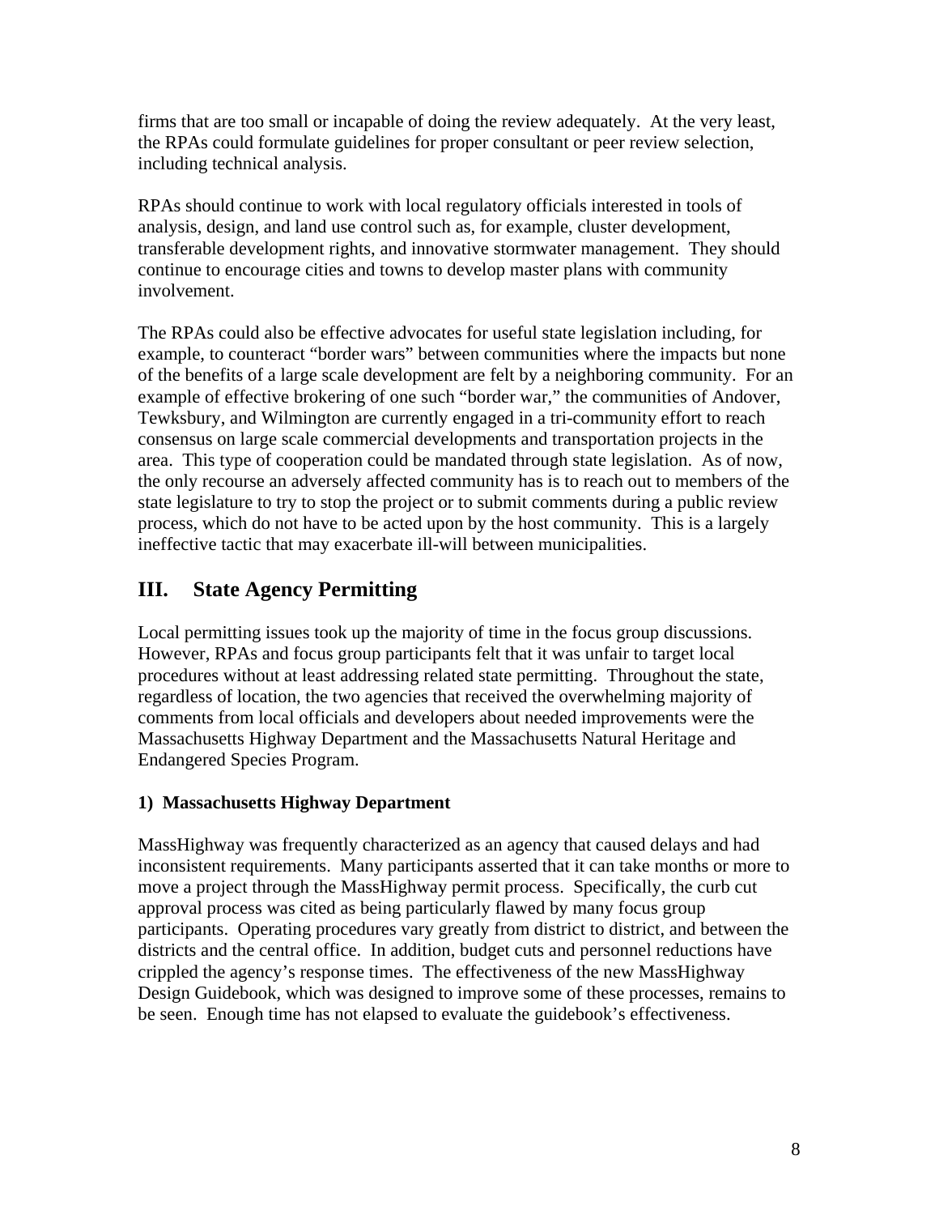firms that are too small or incapable of doing the review adequately. At the very least, the RPAs could formulate guidelines for proper consultant or peer review selection, including technical analysis.

RPAs should continue to work with local regulatory officials interested in tools of analysis, design, and land use control such as, for example, cluster development, transferable development rights, and innovative stormwater management. They should continue to encourage cities and towns to develop master plans with community involvement.

The RPAs could also be effective advocates for useful state legislation including, for example, to counteract "border wars" between communities where the impacts but none of the benefits of a large scale development are felt by a neighboring community. For an example of effective brokering of one such "border war," the communities of Andover, Tewksbury, and Wilmington are currently engaged in a tri-community effort to reach consensus on large scale commercial developments and transportation projects in the area. This type of cooperation could be mandated through state legislation. As of now, the only recourse an adversely affected community has is to reach out to members of the state legislature to try to stop the project or to submit comments during a public review process, which do not have to be acted upon by the host community. This is a largely ineffective tactic that may exacerbate ill-will between municipalities.

## III. State Agency Permitting

Local permitting issues took up the majority of time in the focus group discussions. However, RPAs and focus group participants felt that it was unfair to target local procedures without at least addressing related state permitting. Throughout the state, regardless of location, the two agencies that received the overwhelming majority of comments from local officials and developers about needed improvements were the Massachusetts Highway Department and the Massachusetts Natural Heritage and Endangered Species Program.

### 1) Massachusetts Highway Department

MassHighway was frequently characterized as an agency that caused delays and had inconsistent requirements. Many participants asserted that it can take months or more to move a project through the MassHighway permit process. Specifically, the curb cut approval process was cited as being particularly flawed by many focus group participants. Operating procedures vary greatly from district to district, and between the districts and the central office. In addition, budget cuts and personnel reductions have crippled the agency's response times. The effectiveness of the new MassHighway Design Guidebook, which was designed to improve some of these processes, remains to be seen. Enough time has not elapsed to evaluate the guidebook's effectiveness.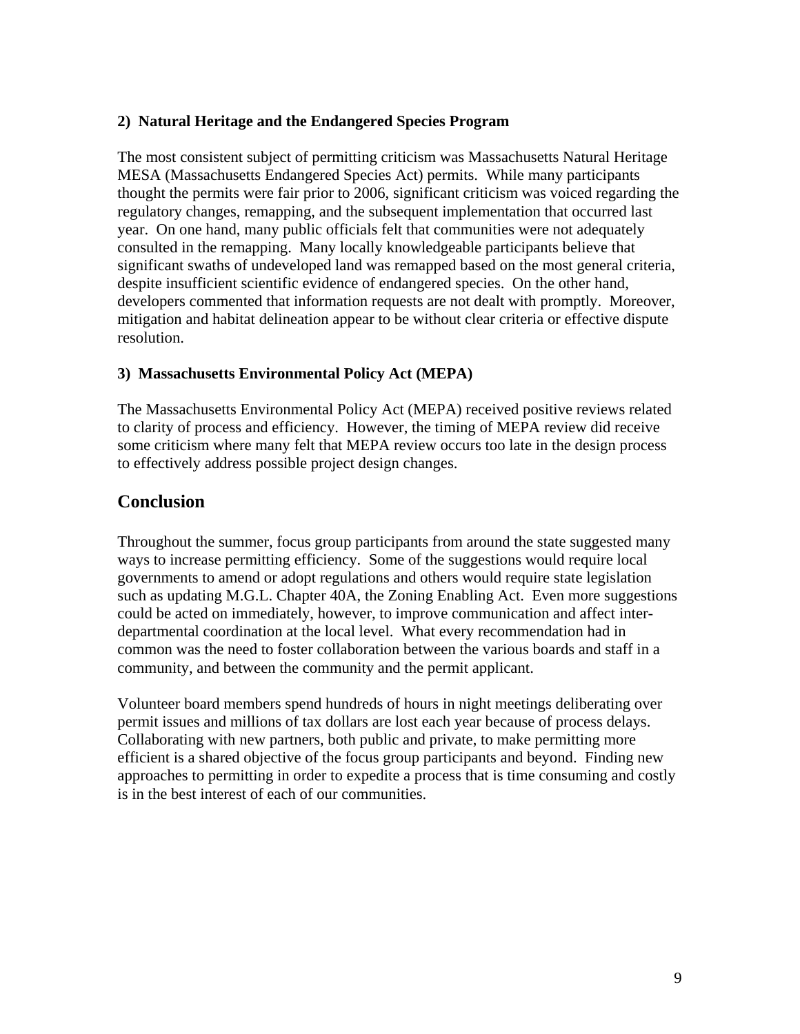**2) Natural Heritage and the Endangered Species Program**

The most consistent subject of permitting criticism was Massachusetts Natural Heritage MESA (Massachusetts Endangered Species Act) permits. While many participants thought the permits were fair prior to 2006, significant criticism was voiced regarding the regulatory changes, remapping, and the subsequent implementation that occurred last year. On one hand, many public officials felt that communities were not adequately consulted in the remapping. Many locally knowledgeable participants believe that significant swaths of undeveloped land was remapped based on the most general criteria, despite insufficient scientific evidence of endangered species. On the other hand, developers commented that information requests are not dealt with promptly. Moreover, mitigation and habitat delineation appear to be without clear criteria or effective dispute resolution.

**3) Massachusetts Environmental Policy Act (MEPA)**

The Massachusetts Environmental Policy Act (MEPA) received positive reviews related to clarity of process and efficiency. However, the timing of MEPA review did receive some criticism where many felt that MEPA review occurs too late in the design process to effectively address possible project design changes.

## Conclusion

Throughout the summer, focus group participants from around the state suggested many ways to increase permitting efficiency. Some of the suggestions would require local governments to amend or adopt regulations and others would require state legislation such as updating M.G.L. Chapter 40A, the Zoning Enabling Act. Even more suggestions could be acted on immediately, however, to improve communication and affect inter-departmental coordination at the local level. What every recommendation had in common was the need to foster collaboration between the various boards and staff in a community, and between the community and the permit applicant.

Volunteer board members spend hundreds of hours in night meetings deliberating over permit issues and millions of tax dollars are lost each year because of process delays. Collaborating with new partners, both public and private, to make permitting more efficient is a shared objective of the focus group participants and beyond. Finding new approaches to permitting in order to expedite a process that is time consuming and costly is in the best interest of each of our communities.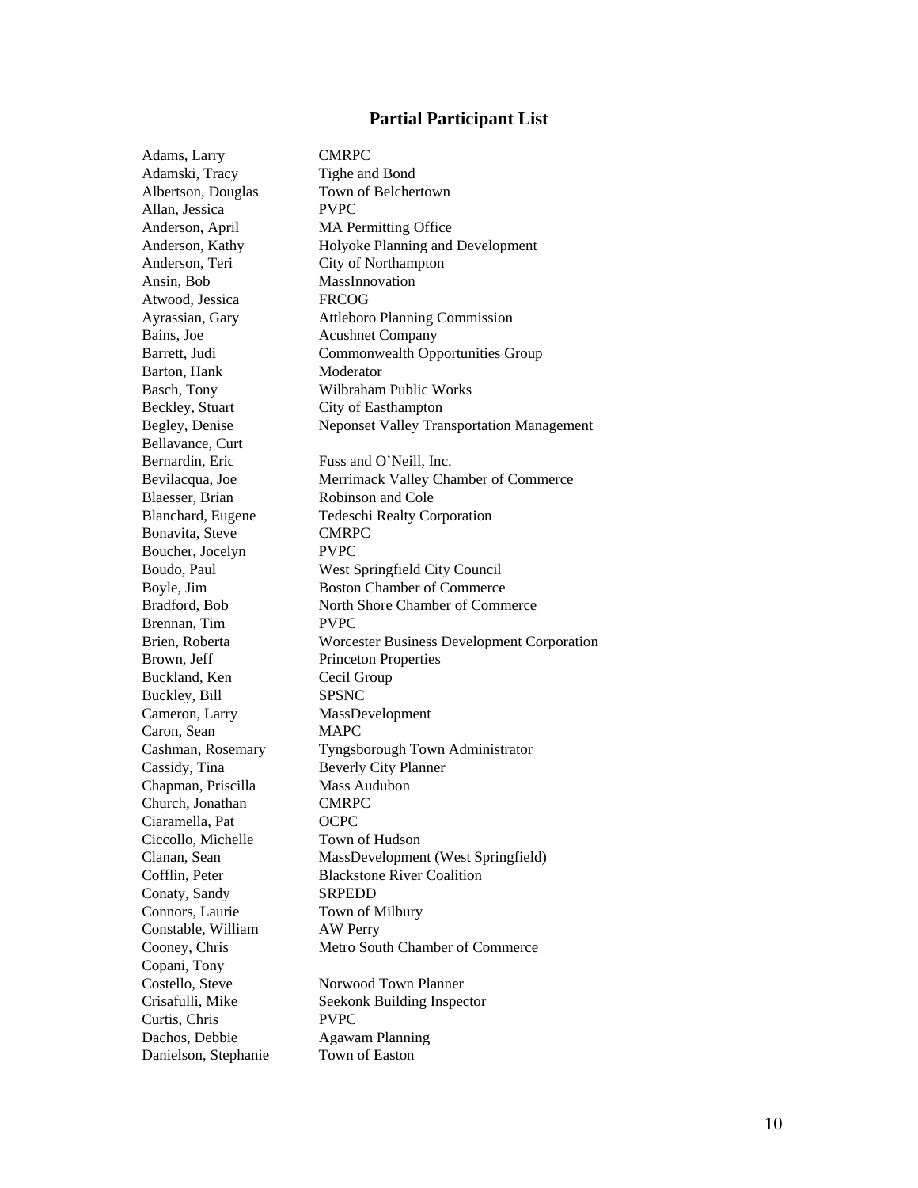## Partial Participant List

| Name | Organization |
|---|---|
| Adams, Larry | CMRPC |
| Adamski, Tracy | Tighe and Bond |
| Albertson, Douglas | Town of Belchertown |
| Allan, Jessica | PVPC |
| Anderson, April | MA Permitting Office |
| Anderson, Kathy | Holyoke Planning and Development |
| Anderson, Teri | City of Northampton |
| Ansin, Bob | MassInnovation |
| Atwood, Jessica | FRCOG |
| Ayrassian, Gary | Attleboro Planning Commission |
| Bains, Joe | Acushnet Company |
| Barrett, Judi | Commonwealth Opportunities Group |
| Barton, Hank | Moderator |
| Basch, Tony | Wilbraham Public Works |
| Beckley, Stuart | City of Easthampton |
| Begley, Denise | Neponset Valley Transportation Management |
| Bellavance, Curt | |
| Bernardin, Eric | Fuss and O'Neill, Inc. |
| Bevilacqua, Joe | Merrimack Valley Chamber of Commerce |
| Blaesser, Brian | Robinson and Cole |
| Blanchard, Eugene | Tedeschi Realty Corporation |
| Bonavita, Steve | CMRPC |
| Boucher, Jocelyn | PVPC |
| Boudo, Paul | West Springfield City Council |
| Boyle, Jim | Boston Chamber of Commerce |
| Bradford, Bob | North Shore Chamber of Commerce |
| Brennan, Tim | PVPC |
| Brien, Roberta | Worcester Business Development Corporation |
| Brown, Jeff | Princeton Properties |
| Buckland, Ken | Cecil Group |
| Buckley, Bill | SPSNC |
| Cameron, Larry | MassDevelopment |
| Caron, Sean | MAPC |
| Cashman, Rosemary | Tyngsborough Town Administrator |
| Cassidy, Tina | Beverly City Planner |
| Chapman, Priscilla | Mass Audubon |
| Church, Jonathan | CMRPC |
| Ciaramella, Pat | OCPC |
| Ciccollo, Michelle | Town of Hudson |
| Clanan, Sean | MassDevelopment (West Springfield) |
| Cofflin, Peter | Blackstone River Coalition |
| Conaty, Sandy | SRPEDD |
| Connors, Laurie | Town of Milbury |
| Constable, William | AW Perry |
| Cooney, Chris | Metro South Chamber of Commerce |
| Copani, Tony | |
| Costello, Steve | Norwood Town Planner |
| Crisafulli, Mike | Seekonk Building Inspector |
| Curtis, Chris | PVPC |
| Dachos, Debbie | Agawam Planning |
| Danielson, Stephanie | Town of Easton |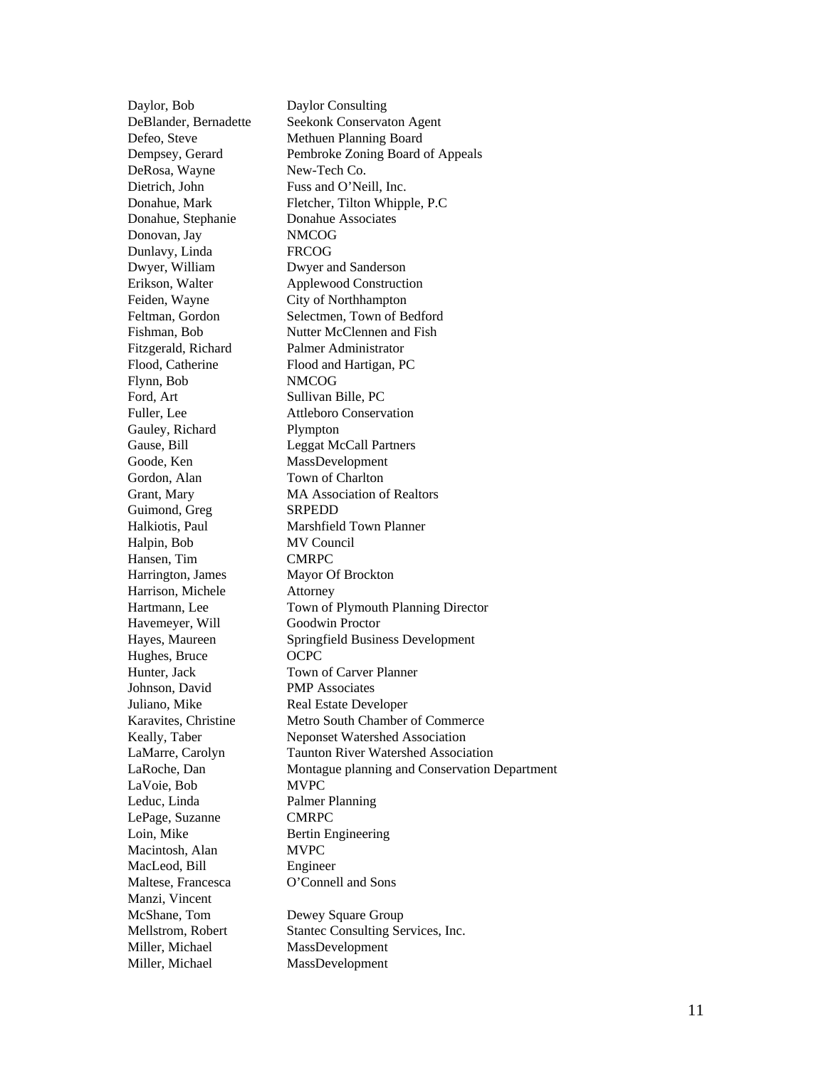| | |
|---|---|
| Daylor, Bob | Daylor Consulting |
| DeBlander, Bernadette | Seekonk Conservaton Agent |
| Defeo, Steve | Methuen Planning Board |
| Dempsey, Gerard | Pembroke Zoning Board of Appeals |
| DeRosa, Wayne | New-Tech Co. |
| Dietrich, John | Fuss and O'Neill, Inc. |
| Donahue, Mark | Fletcher, Tilton Whipple, P.C |
| Donahue, Stephanie | Donahue Associates |
| Donovan, Jay | NMCOG |
| Dunlavy, Linda | FRCOG |
| Dwyer, William | Dwyer and Sanderson |
| Erikson, Walter | Applewood Construction |
| Feiden, Wayne | City of Northhampton |
| Feltman, Gordon | Selectmen, Town of Bedford |
| Fishman, Bob | Nutter McClennen and Fish |
| Fitzgerald, Richard | Palmer Administrator |
| Flood, Catherine | Flood and Hartigan, PC |
| Flynn, Bob | NMCOG |
| Ford, Art | Sullivan Bille, PC |
| Fuller, Lee | Attleboro Conservation |
| Gauley, Richard | Plympton |
| Gause, Bill | Leggat McCall Partners |
| Goode, Ken | MassDevelopment |
| Gordon, Alan | Town of Charlton |
| Grant, Mary | MA Association of Realtors |
| Guimond, Greg | SRPEDD |
| Halkiotis, Paul | Marshfield Town Planner |
| Halpin, Bob | MV Council |
| Hansen, Tim | CMRPC |
| Harrington, James | Mayor Of Brockton |
| Harrison, Michele | Attorney |
| Hartmann, Lee | Town of Plymouth Planning Director |
| Havemeyer, Will | Goodwin Proctor |
| Hayes, Maureen | Springfield Business Development |
| Hughes, Bruce | OCPC |
| Hunter, Jack | Town of Carver Planner |
| Johnson, David | PMP Associates |
| Juliano, Mike | Real Estate Developer |
| Karavites, Christine | Metro South Chamber of Commerce |
| Keally, Taber | Neponset Watershed Association |
| LaMarre, Carolyn | Taunton River Watershed Association |
| LaRoche, Dan | Montague planning and Conservation Department |
| LaVoie, Bob | MVPC |
| Leduc, Linda | Palmer Planning |
| LePage, Suzanne | CMRPC |
| Loin, Mike | Bertin Engineering |
| Macintosh, Alan | MVPC |
| MacLeod, Bill | Engineer |
| Maltese, Francesca | O'Connell and Sons |
| Manzi, Vincent | |
| McShane, Tom | Dewey Square Group |
| Mellstrom, Robert | Stantec Consulting Services, Inc. |
| Miller, Michael | MassDevelopment |
| Miller, Michael | MassDevelopment |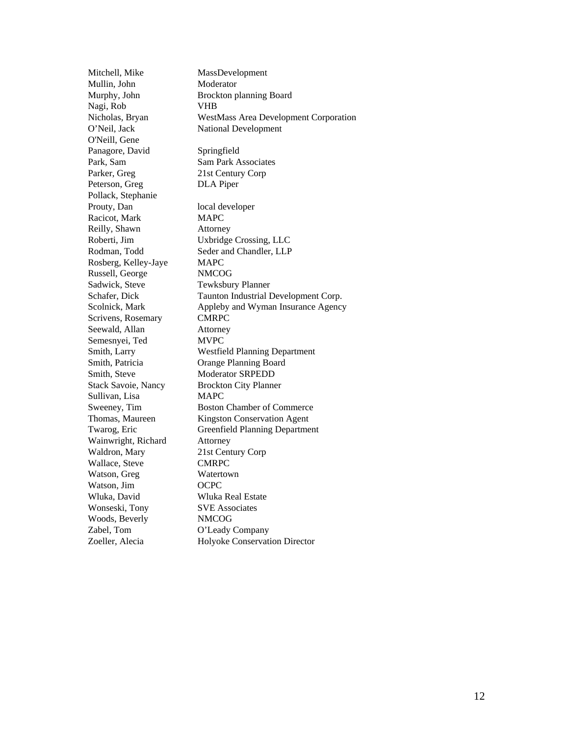| | |
|---|---|
| Mitchell, Mike | MassDevelopment |
| Mullin, John | Moderator |
| Murphy, John | Brockton planning Board |
| Nagi, Rob | VHB |
| Nicholas, Bryan | WestMass Area Development Corporation |
| O'Neil, Jack | National Development |
| O'Neill, Gene | |
| Panagore, David | Springfield |
| Park, Sam | Sam Park Associates |
| Parker, Greg | 21st Century Corp |
| Peterson, Greg | DLA Piper |
| Pollack, Stephanie | |
| Prouty, Dan | local developer |
| Racicot, Mark | MAPC |
| Reilly, Shawn | Attorney |
| Roberti, Jim | Uxbridge Crossing, LLC |
| Rodman, Todd | Seder and Chandler, LLP |
| Rosberg, Kelley-Jaye | MAPC |
| Russell, George | NMCOG |
| Sadwick, Steve | Tewksbury Planner |
| Schafer, Dick | Taunton Industrial Development Corp. |
| Scolnick, Mark | Appleby and Wyman Insurance Agency |
| Scrivens, Rosemary | CMRPC |
| Seewald, Allan | Attorney |
| Semesnyei, Ted | MVPC |
| Smith, Larry | Westfield Planning Department |
| Smith, Patricia | Orange Planning Board |
| Smith, Steve | Moderator SRPEDD |
| Stack Savoie, Nancy | Brockton City Planner |
| Sullivan, Lisa | MAPC |
| Sweeney, Tim | Boston Chamber of Commerce |
| Thomas, Maureen | Kingston Conservation Agent |
| Twarog, Eric | Greenfield Planning Department |
| Wainwright, Richard | Attorney |
| Waldron, Mary | 21st Century Corp |
| Wallace, Steve | CMRPC |
| Watson, Greg | Watertown |
| Watson, Jim | OCPC |
| Wluka, David | Wluka Real Estate |
| Wonseski, Tony | SVE Associates |
| Woods, Beverly | NMCOG |
| Zabel, Tom | O'Leady Company |
| Zoeller, Alecia | Holyoke Conservation Director |